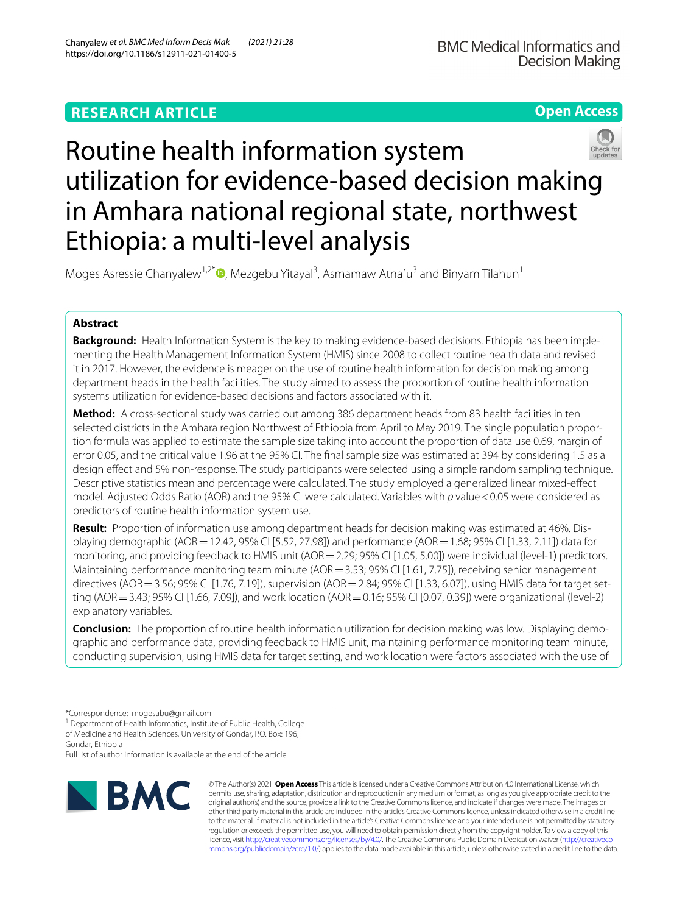**RESEARCH ARTICLE**

**Open Access**

# Routine health information system utilization for evidence-based decision making in Amhara national regional state, northwest Ethiopia: a multi-level analysis

Moges Asressie Chanyalew[1,2*], Mezgebu Yitayal[3], Asmamaw Atnafu[3] and Binyam Tilahun[1]

## Abstract

**Background:** Health Information System is the key to making evidence-based decisions. Ethiopia has been implementing the Health Management Information System (HMIS) since 2008 to collect routine health data and revised it in 2017. However, the evidence is meager on the use of routine health information for decision making among department heads in the health facilities. The study aimed to assess the proportion of routine health information systems utilization for evidence-based decisions and factors associated with it.

**Method:** A cross-sectional study was carried out among 386 department heads from 83 health facilities in ten selected districts in the Amhara region Northwest of Ethiopia from April to May 2019. The single population proportion formula was applied to estimate the sample size taking into account the proportion of data use 0.69, margin of error 0.05, and the critical value 1.96 at the 95% CI. The final sample size was estimated at 394 by considering 1.5 as a design effect and 5% non-response. The study participants were selected using a simple random sampling technique. Descriptive statistics mean and percentage were calculated. The study employed a generalized linear mixed-effect model. Adjusted Odds Ratio (AOR) and the 95% CI were calculated. Variables with *p* value $< 0.05$ were considered as predictors of routine health information system use.

**Result:** Proportion of information use among department heads for decision making was estimated at 46%. Displaying demographic (AOR = 12.42, 95% CI [5.52, 27.98]) and performance (AOR = 1.68; 95% CI [1.33, 2.11]) data for monitoring, and providing feedback to HMIS unit (AOR = 2.29; 95% CI [1.05, 5.00]) were individual (level-1) predictors. Maintaining performance monitoring team minute (AOR = 3.53; 95% CI [1.61, 7.75]), receiving senior management directives (AOR = 3.56; 95% CI [1.76, 7.19]), supervision (AOR = 2.84; 95% CI [1.33, 6.07]), using HMIS data for target setting (AOR = 3.43; 95% CI [1.66, 7.09]), and work location (AOR = 0.16; 95% CI [0.07, 0.39]) were organizational (level-2) explanatory variables.

**Conclusion:** The proportion of routine health information utilization for decision making was low. Displaying demographic and performance data, providing feedback to HMIS unit, maintaining performance monitoring team minute, conducting supervision, using HMIS data for target setting, and work location were factors associated with the use of

*Correspondence: mogesabu@gmail.com
[1] Department of Health Informatics, Institute of Public Health, College of Medicine and Health Sciences, University of Gondar, P.O. Box: 196, Gondar, Ethiopia
Full list of author information is available at the end of the article

© The Author(s) 2021. **Open Access** This article is licensed under a Creative Commons Attribution 4.0 International License, which permits use, sharing, adaptation, distribution and reproduction in any medium or format, as long as you give appropriate credit to the original author(s) and the source, provide a link to the Creative Commons licence, and indicate if changes were made. The images or other third party material in this article are included in the article's Creative Commons licence, unless indicated otherwise in a credit line to the material. If material is not included in the article's Creative Commons licence and your intended use is not permitted by statutory regulation or exceeds the permitted use, you will need to obtain permission directly from the copyright holder. To view a copy of this licence, visit http://creativecommons.org/licenses/by/4.0/. The Creative Commons Public Domain Dedication waiver (http://creativecommons.org/publicdomain/zero/1.0/) applies to the data made available in this article, unless otherwise stated in a credit line to the data.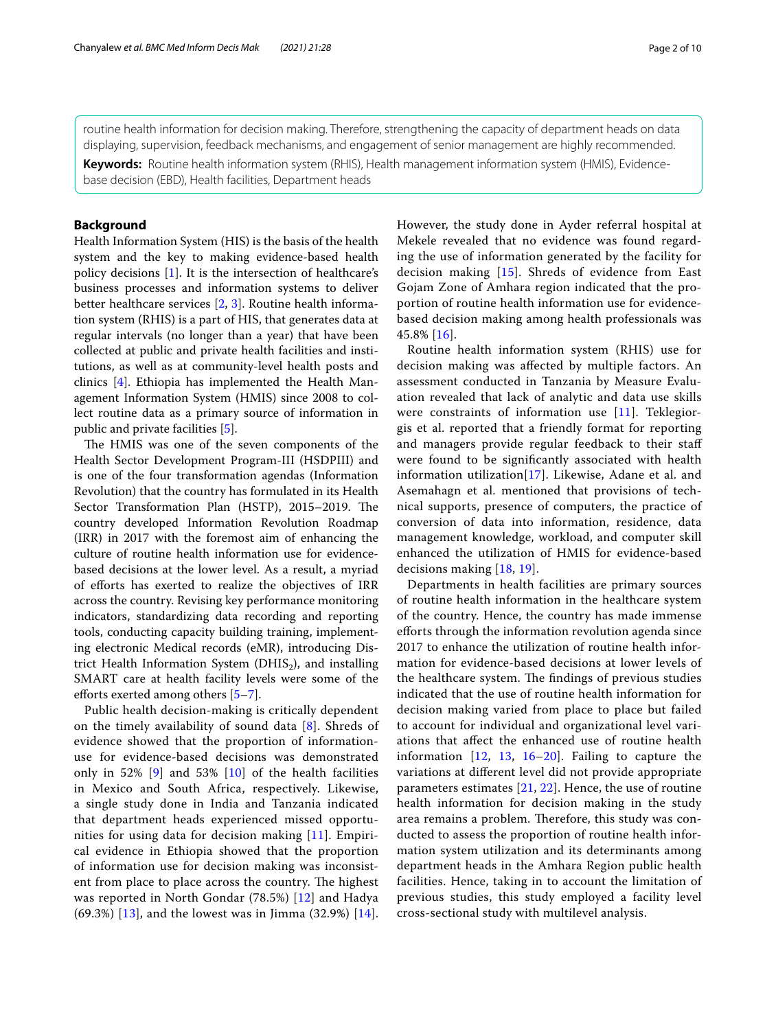routine health information for decision making. Therefore, strengthening the capacity of department heads on data displaying, supervision, feedback mechanisms, and engagement of senior management are highly recommended.

**Keywords:** Routine health information system (RHIS), Health management information system (HMIS), Evidence-base decision (EBD), Health facilities, Department heads

## Background

Health Information System (HIS) is the basis of the health system and the key to making evidence-based health policy decisions [1]. It is the intersection of healthcare's business processes and information systems to deliver better healthcare services [2, 3]. Routine health information system (RHIS) is a part of HIS, that generates data at regular intervals (no longer than a year) that have been collected at public and private health facilities and institutions, as well as at community-level health posts and clinics [4]. Ethiopia has implemented the Health Management Information System (HMIS) since 2008 to collect routine data as a primary source of information in public and private facilities [5].

The HMIS was one of the seven components of the Health Sector Development Program-III (HSDPIII) and is one of the four transformation agendas (Information Revolution) that the country has formulated in its Health Sector Transformation Plan (HSTP), 2015–2019. The country developed Information Revolution Roadmap (IRR) in 2017 with the foremost aim of enhancing the culture of routine health information use for evidence-based decisions at the lower level. As a result, a myriad of efforts has exerted to realize the objectives of IRR across the country. Revising key performance monitoring indicators, standardizing data recording and reporting tools, conducting capacity building training, implementing electronic Medical records (eMR), introducing District Health Information System ($DHIS_2$), and installing SMART care at health facility levels were some of the efforts exerted among others [5–7].

Public health decision-making is critically dependent on the timely availability of sound data [8]. Shreds of evidence showed that the proportion of information-use for evidence-based decisions was demonstrated only in 52% [9] and 53% [10] of the health facilities in Mexico and South Africa, respectively. Likewise, a single study done in India and Tanzania indicated that department heads experienced missed opportunities for using data for decision making [11]. Empirical evidence in Ethiopia showed that the proportion of information use for decision making was inconsistent from place to place across the country. The highest was reported in North Gondar (78.5%) [12] and Hadya (69.3%) [13], and the lowest was in Jimma (32.9%) [14]. However, the study done in Ayder referral hospital at Mekele revealed that no evidence was found regarding the use of information generated by the facility for decision making [15]. Shreds of evidence from East Gojam Zone of Amhara region indicated that the proportion of routine health information use for evidence-based decision making among health professionals was 45.8% [16].

Routine health information system (RHIS) use for decision making was affected by multiple factors. An assessment conducted in Tanzania by Measure Evaluation revealed that lack of analytic and data use skills were constraints of information use [11]. Teklegiorgis et al. reported that a friendly format for reporting and managers provide regular feedback to their staff were found to be significantly associated with health information utilization[17]. Likewise, Adane et al. and Asemahagn et al. mentioned that provisions of technical supports, presence of computers, the practice of conversion of data into information, residence, data management knowledge, workload, and computer skill enhanced the utilization of HMIS for evidence-based decisions making [18, 19].

Departments in health facilities are primary sources of routine health information in the healthcare system of the country. Hence, the country has made immense efforts through the information revolution agenda since 2017 to enhance the utilization of routine health information for evidence-based decisions at lower levels of the healthcare system. The findings of previous studies indicated that the use of routine health information for decision making varied from place to place but failed to account for individual and organizational level variations that affect the enhanced use of routine health information [12, 13, 16–20]. Failing to capture the variations at different level did not provide appropriate parameters estimates [21, 22]. Hence, the use of routine health information for decision making in the study area remains a problem. Therefore, this study was conducted to assess the proportion of routine health information system utilization and its determinants among department heads in the Amhara Region public health facilities. Hence, taking in to account the limitation of previous studies, this study employed a facility level cross-sectional study with multilevel analysis.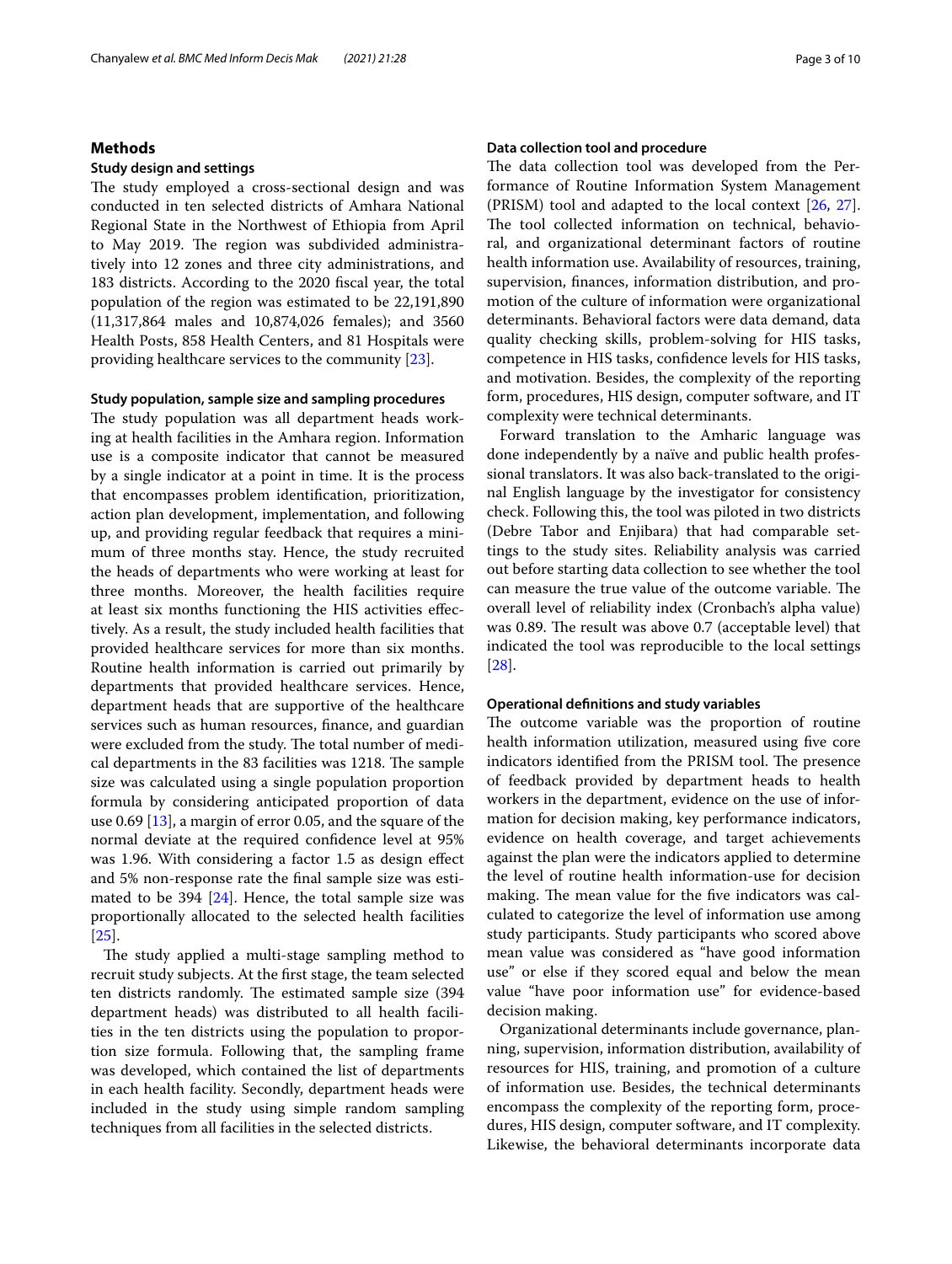## Methods

### Study design and settings

The study employed a cross-sectional design and was conducted in ten selected districts of Amhara National Regional State in the Northwest of Ethiopia from April to May 2019. The region was subdivided administratively into 12 zones and three city administrations, and 183 districts. According to the 2020 fiscal year, the total population of the region was estimated to be 22,191,890 (11,317,864 males and 10,874,026 females); and 3560 Health Posts, 858 Health Centers, and 81 Hospitals were providing healthcare services to the community [23].

### Study population, sample size and sampling procedures

The study population was all department heads working at health facilities in the Amhara region. Information use is a composite indicator that cannot be measured by a single indicator at a point in time. It is the process that encompasses problem identification, prioritization, action plan development, implementation, and following up, and providing regular feedback that requires a minimum of three months stay. Hence, the study recruited the heads of departments who were working at least for three months. Moreover, the health facilities require at least six months functioning the HIS activities effectively. As a result, the study included health facilities that provided healthcare services for more than six months. Routine health information is carried out primarily by departments that provided healthcare services. Hence, department heads that are supportive of the healthcare services such as human resources, finance, and guardian were excluded from the study. The total number of medical departments in the 83 facilities was 1218. The sample size was calculated using a single population proportion formula by considering anticipated proportion of data use 0.69 [13], a margin of error 0.05, and the square of the normal deviate at the required confidence level at 95% was 1.96. With considering a factor 1.5 as design effect and 5% non-response rate the final sample size was estimated to be 394 [24]. Hence, the total sample size was proportionally allocated to the selected health facilities [25].

The study applied a multi-stage sampling method to recruit study subjects. At the first stage, the team selected ten districts randomly. The estimated sample size (394 department heads) was distributed to all health facilities in the ten districts using the population to proportion size formula. Following that, the sampling frame was developed, which contained the list of departments in each health facility. Secondly, department heads were included in the study using simple random sampling techniques from all facilities in the selected districts.

### Data collection tool and procedure

The data collection tool was developed from the Performance of Routine Information System Management (PRISM) tool and adapted to the local context [26, 27]. The tool collected information on technical, behavioral, and organizational determinant factors of routine health information use. Availability of resources, training, supervision, finances, information distribution, and promotion of the culture of information were organizational determinants. Behavioral factors were data demand, data quality checking skills, problem-solving for HIS tasks, competence in HIS tasks, confidence levels for HIS tasks, and motivation. Besides, the complexity of the reporting form, procedures, HIS design, computer software, and IT complexity were technical determinants.

Forward translation to the Amharic language was done independently by a naïve and public health professional translators. It was also back-translated to the original English language by the investigator for consistency check. Following this, the tool was piloted in two districts (Debre Tabor and Enjibara) that had comparable settings to the study sites. Reliability analysis was carried out before starting data collection to see whether the tool can measure the true value of the outcome variable. The overall level of reliability index (Cronbach's alpha value) was 0.89. The result was above 0.7 (acceptable level) that indicated the tool was reproducible to the local settings [28].

### Operational definitions and study variables

The outcome variable was the proportion of routine health information utilization, measured using five core indicators identified from the PRISM tool. The presence of feedback provided by department heads to health workers in the department, evidence on the use of information for decision making, key performance indicators, evidence on health coverage, and target achievements against the plan were the indicators applied to determine the level of routine health information-use for decision making. The mean value for the five indicators was calculated to categorize the level of information use among study participants. Study participants who scored above mean value was considered as "have good information use" or else if they scored equal and below the mean value "have poor information use" for evidence-based decision making.

Organizational determinants include governance, planning, supervision, information distribution, availability of resources for HIS, training, and promotion of a culture of information use. Besides, the technical determinants encompass the complexity of the reporting form, procedures, HIS design, computer software, and IT complexity. Likewise, the behavioral determinants incorporate data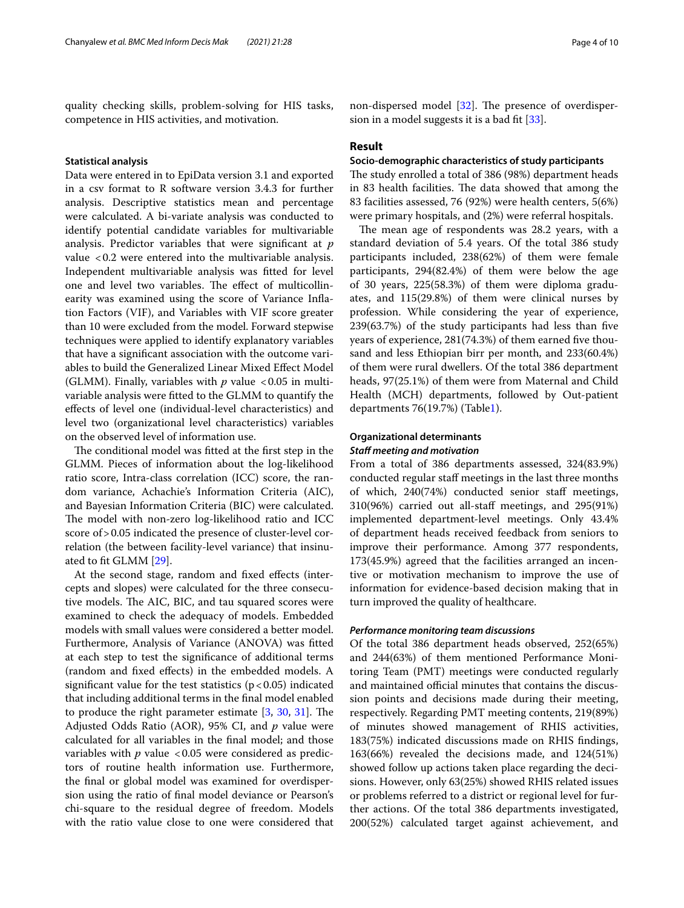quality checking skills, problem-solving for HIS tasks, competence in HIS activities, and motivation.

#### Statistical analysis

Data were entered in to EpiData version 3.1 and exported in a csv format to R software version 3.4.3 for further analysis. Descriptive statistics mean and percentage were calculated. A bi-variate analysis was conducted to identify potential candidate variables for multivariable analysis. Predictor variables that were significant at *p* value $<0.2$ were entered into the multivariable analysis. Independent multivariable analysis was fitted for level one and level two variables. The effect of multicollinearity was examined using the score of Variance Inflation Factors (VIF), and Variables with VIF score greater than 10 were excluded from the model. Forward stepwise techniques were applied to identify explanatory variables that have a significant association with the outcome variables to build the Generalized Linear Mixed Effect Model (GLMM). Finally, variables with *p* value $<0.05$ in multivariable analysis were fitted to the GLMM to quantify the effects of level one (individual-level characteristics) and level two (organizational level characteristics) variables on the observed level of information use.

The conditional model was fitted at the first step in the GLMM. Pieces of information about the log-likelihood ratio score, Intra-class correlation (ICC) score, the random variance, Achachie's Information Criteria (AIC), and Bayesian Information Criteria (BIC) were calculated. The model with non-zero log-likelihood ratio and ICC score of $>0.05$ indicated the presence of cluster-level correlation (the between facility-level variance) that insinuated to fit GLMM [29].

At the second stage, random and fixed effects (intercepts and slopes) were calculated for the three consecutive models. The AIC, BIC, and tau squared scores were examined to check the adequacy of models. Embedded models with small values were considered a better model. Furthermore, Analysis of Variance (ANOVA) was fitted at each step to test the significance of additional terms (random and fixed effects) in the embedded models. A significant value for the test statistics ($p<0.05$) indicated that including additional terms in the final model enabled to produce the right parameter estimate [3, 30, 31]. The Adjusted Odds Ratio (AOR), 95% CI, and *p* value were calculated for all variables in the final model; and those variables with *p* value $<0.05$ were considered as predictors of routine health information use. Furthermore, the final or global model was examined for overdispersion using the ratio of final model deviance or Pearson's chi-square to the residual degree of freedom. Models with the ratio value close to one were considered that non-dispersed model [32]. The presence of overdispersion in a model suggests it is a bad fit [33].

## Result

#### Socio-demographic characteristics of study participants

The study enrolled a total of 386 (98%) department heads in 83 health facilities. The data showed that among the 83 facilities assessed, 76 (92%) were health centers, 5(6%) were primary hospitals, and (2%) were referral hospitals.

The mean age of respondents was 28.2 years, with a standard deviation of 5.4 years. Of the total 386 study participants included, 238(62%) of them were female participants, 294(82.4%) of them were below the age of 30 years, 225(58.3%) of them were diploma graduates, and 115(29.8%) of them were clinical nurses by profession. While considering the year of experience, 239(63.7%) of the study participants had less than five years of experience, 281(74.3%) of them earned five thousand and less Ethiopian birr per month, and 233(60.4%) of them were rural dwellers. Of the total 386 department heads, 97(25.1%) of them were from Maternal and Child Health (MCH) departments, followed by Out-patient departments 76(19.7%) (Table1).

#### Organizational determinants

##### *Staff meeting and motivation*

From a total of 386 departments assessed, 324(83.9%) conducted regular staff meetings in the last three months of which, 240(74%) conducted senior staff meetings, 310(96%) carried out all-staff meetings, and 295(91%) implemented department-level meetings. Only 43.4% of department heads received feedback from seniors to improve their performance. Among 377 respondents, 173(45.9%) agreed that the facilities arranged an incentive or motivation mechanism to improve the use of information for evidence-based decision making that in turn improved the quality of healthcare.

##### *Performance monitoring team discussions*

Of the total 386 department heads observed, 252(65%) and 244(63%) of them mentioned Performance Monitoring Team (PMT) meetings were conducted regularly and maintained official minutes that contains the discussion points and decisions made during their meeting, respectively. Regarding PMT meeting contents, 219(89%) of minutes showed management of RHIS activities, 183(75%) indicated discussions made on RHIS findings, 163(66%) revealed the decisions made, and 124(51%) showed follow up actions taken place regarding the decisions. However, only 63(25%) showed RHIS related issues or problems referred to a district or regional level for further actions. Of the total 386 departments investigated, 200(52%) calculated target against achievement, and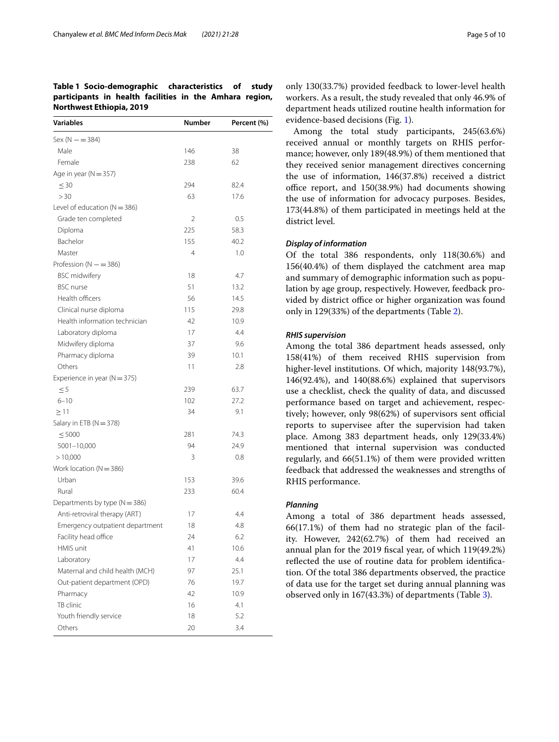**Table 1 Socio-demographic characteristics of study participants in health facilities in the Amhara region, Northwest Ethiopia, 2019**

| Variables | Number | Percent (%) |
|---|---|---|
| Sex (N — = 384) | | |
| Male | 146 | 38 |
| Female | 238 | 62 |
| Age in year (N = 357) | | |
| ≤ 30 | 294 | 82.4 |
| > 30 | 63 | 17.6 |
| Level of education (N = 386) | | |
| Grade ten completed | 2 | 0.5 |
| Diploma | 225 | 58.3 |
| Bachelor | 155 | 40.2 |
| Master | 4 | 1.0 |
| Profession (N — = 386) | | |
| BSC midwifery | 18 | 4.7 |
| BSC nurse | 51 | 13.2 |
| Health officers | 56 | 14.5 |
| Clinical nurse diploma | 115 | 29.8 |
| Health information technician | 42 | 10.9 |
| Laboratory diploma | 17 | 4.4 |
| Midwifery diploma | 37 | 9.6 |
| Pharmacy diploma | 39 | 10.1 |
| Others | 11 | 2.8 |
| Experience in year (N = 375) | | |
| ≤ 5 | 239 | 63.7 |
| 6–10 | 102 | 27.2 |
| ≥ 11 | 34 | 9.1 |
| Salary in ETB (N = 378) | | |
| ≤ 5000 | 281 | 74.3 |
| 5001–10,000 | 94 | 24.9 |
| > 10,000 | 3 | 0.8 |
| Work location (N = 386) | | |
| Urban | 153 | 39.6 |
| Rural | 233 | 60.4 |
| Departments by type (N = 386) | | |
| Anti-retroviral therapy (ART) | 17 | 4.4 |
| Emergency outpatient department | 18 | 4.8 |
| Facility head office | 24 | 6.2 |
| HMIS unit | 41 | 10.6 |
| Laboratory | 17 | 4.4 |
| Maternal and child health (MCH) | 97 | 25.1 |
| Out-patient department (OPD) | 76 | 19.7 |
| Pharmacy | 42 | 10.9 |
| TB clinic | 16 | 4.1 |
| Youth friendly service | 18 | 5.2 |
| Others | 20 | 3.4 |

only 130(33.7%) provided feedback to lower-level health workers. As a result, the study revealed that only 46.9% of department heads utilized routine health information for evidence-based decisions (Fig. 1).

Among the total study participants, 245(63.6%) received annual or monthly targets on RHIS performance; however, only 189(48.9%) of them mentioned that they received senior management directives concerning the use of information, 146(37.8%) received a district office report, and 150(38.9%) had documents showing the use of information for advocacy purposes. Besides, 173(44.8%) of them participated in meetings held at the district level.

### *Display of information*

Of the total 386 respondents, only 118(30.6%) and 156(40.4%) of them displayed the catchment area map and summary of demographic information such as population by age group, respectively. However, feedback provided by district office or higher organization was found only in 129(33%) of the departments (Table 2).

### *RHIS supervision*

Among the total 386 department heads assessed, only 158(41%) of them received RHIS supervision from higher-level institutions. Of which, majority 148(93.7%), 146(92.4%), and 140(88.6%) explained that supervisors use a checklist, check the quality of data, and discussed performance based on target and achievement, respectively; however, only 98(62%) of supervisors sent official reports to supervisee after the supervision had taken place. Among 383 department heads, only 129(33.4%) mentioned that internal supervision was conducted regularly, and 66(51.1%) of them were provided written feedback that addressed the weaknesses and strengths of RHIS performance.

### *Planning*

Among a total of 386 department heads assessed, 66(17.1%) of them had no strategic plan of the facility. However, 242(62.7%) of them had received an annual plan for the 2019 fiscal year, of which 119(49.2%) reflected the use of routine data for problem identification. Of the total 386 departments observed, the practice of data use for the target set during annual planning was observed only in 167(43.3%) of departments (Table 3).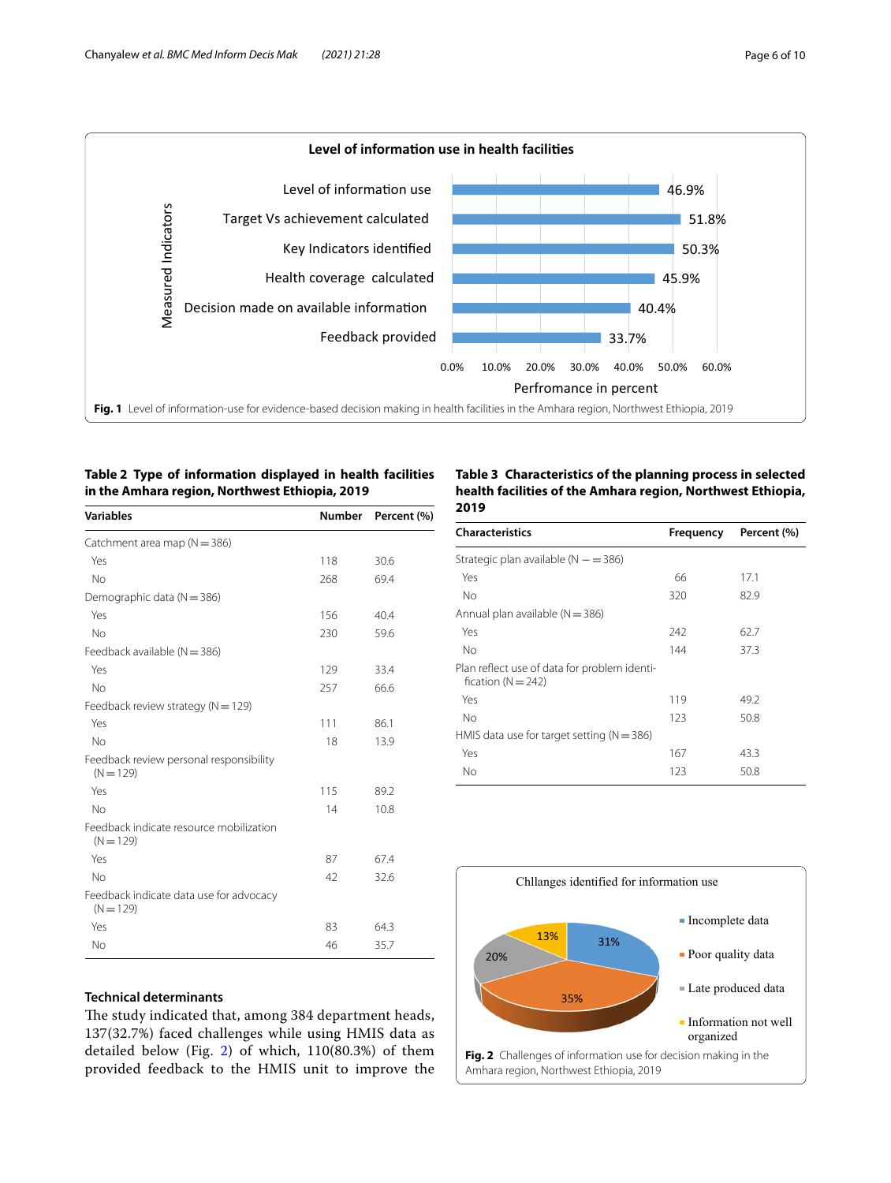Fig. 1 Level of information-use for evidence-based decision making in health facilities in the Amhara region, Northwest Ethiopia, 2019

**Table 2 Type of information displayed in health facilities in the Amhara region, Northwest Ethiopia, 2019**

| Variables | Number | Percent (%) |
|---|---|---|
| Catchment area map (N = 386) | | |
| Yes | 118 | 30.6 |
| No | 268 | 69.4 |
| Demographic data (N = 386) | | |
| Yes | 156 | 40.4 |
| No | 230 | 59.6 |
| Feedback available (N = 386) | | |
| Yes | 129 | 33.4 |
| No | 257 | 66.6 |
| Feedback review strategy (N = 129) | | |
| Yes | 111 | 86.1 |
| No | 18 | 13.9 |
| Feedback review personal responsibility (N = 129) | | |
| Yes | 115 | 89.2 |
| No | 14 | 10.8 |
| Feedback indicate resource mobilization (N = 129) | | |
| Yes | 87 | 67.4 |
| No | 42 | 32.6 |
| Feedback indicate data use for advocacy (N = 129) | | |
| Yes | 83 | 64.3 |
| No | 46 | 35.7 |

**Table 3 Characteristics of the planning process in selected health facilities of the Amhara region, Northwest Ethiopia, 2019**

| Characteristics | Frequency | Percent (%) |
|---|---|---|
| Strategic plan available (N — = 386) | | |
| Yes | 66 | 17.1 |
| No | 320 | 82.9 |
| Annual plan available (N = 386) | | |
| Yes | 242 | 62.7 |
| No | 144 | 37.3 |
| Plan reflect use of data for problem identification (N = 242) | | |
| Yes | 119 | 49.2 |
| No | 123 | 50.8 |
| HMIS data use for target setting (N = 386) | | |
| Yes | 167 | 43.3 |
| No | 123 | 50.8 |

### Technical determinants

The study indicated that, among 384 department heads, 137(32.7%) faced challenges while using HMIS data as detailed below (Fig. 2) of which, 110(80.3%) of them provided feedback to the HMIS unit to improve the

Fig. 2 Challenges of information use for decision making in the Amhara region, Northwest Ethiopia, 2019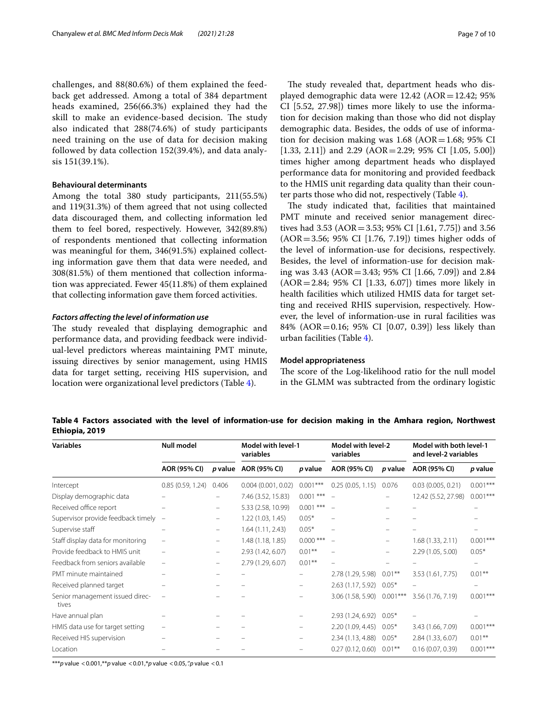challenges, and 88(80.6%) of them explained the feedback get addressed. Among a total of 384 department heads examined, 256(66.3%) explained they had the skill to make an evidence-based decision. The study also indicated that 288(74.6%) of study participants need training on the use of data for decision making followed by data collection 152(39.4%), and data analysis 151(39.1%).

#### Behavioural determinants

Among the total 380 study participants, 211(55.5%) and 119(31.3%) of them agreed that not using collected data discouraged them, and collecting information led them to feel bored, respectively. However, 342(89.8%) of respondents mentioned that collecting information was meaningful for them, 346(91.5%) explained collecting information gave them that data were needed, and 308(81.5%) of them mentioned that collection information was appreciated. Fewer 45(11.8%) of them explained that collecting information gave them forced activities.

#### *Factors affecting the level of information use*

The study revealed that displaying demographic and performance data, and providing feedback were individual-level predictors whereas maintaining PMT minute, issuing directives by senior management, using HMIS data for target setting, receiving HIS supervision, and location were organizational level predictors (Table 4).

The study revealed that, department heads who displayed demographic data were 12.42 (AOR = 12.42; 95% CI [5.52, 27.98]) times more likely to use the information for decision making than those who did not display demographic data. Besides, the odds of use of information for decision making was 1.68 (AOR = 1.68; 95% CI [1.33, 2.11]) and 2.29 (AOR = 2.29; 95% CI [1.05, 5.00]) times higher among department heads who displayed performance data for monitoring and provided feedback to the HMIS unit regarding data quality than their counter parts those who did not, respectively (Table 4).

The study indicated that, facilities that maintained PMT minute and received senior management directives had 3.53 (AOR = 3.53; 95% CI [1.61, 7.75]) and 3.56 (AOR = 3.56; 95% CI [1.76, 7.19]) times higher odds of the level of information-use for decisions, respectively. Besides, the level of information-use for decision making was 3.43 (AOR = 3.43; 95% CI [1.66, 7.09]) and 2.84 (AOR = 2.84; 95% CI [1.33, 6.07]) times more likely in health facilities which utilized HMIS data for target setting and received RHIS supervision, respectively. However, the level of information-use in rural facilities was 84% (AOR = 0.16; 95% CI [0.07, 0.39]) less likely than urban facilities (Table 4).

#### Model appropriateness

The score of the Log-likelihood ratio for the null model in the GLMM was subtracted from the ordinary logistic

**Table 4 Factors associated with the level of information-use for decision making in the Amhara region, Northwest Ethiopia, 2019**

| Variables | Null model | | Model with level-1 variables | | Model with level-2 variables | | Model with both level-1 and level-2 variables | |
|---|---|---|---|---|---|---|---|---|
| | AOR (95% CI) | *p* value | AOR (95% CI) | *p* value | AOR (95% CI) | *p* value | AOR (95% CI) | *p* value |
| Intercept | 0.85 (0.59, 1.24) | 0.406 | 0.004 (0.001, 0.02) | 0.001*** | 0.25 (0.05, 1.15) | 0.076 | 0.03 (0.005, 0.21) | 0.001*** |
| Display demographic data | – | – | 7.46 (3.52, 15.83) | 0.001 *** | – | – | 12.42 (5.52, 27.98) | 0.001*** |
| Received office report | – | – | 5.33 (2.58, 10.99) | 0.001 *** | – | – | – | – |
| Supervisor provide feedback timely | – | – | 1.22 (1.03, 1.45) | 0.05* | – | – | – | – |
| Supervise staff | – | – | 1.64 (1.11, 2.43) | 0.05* | – | – | – | – |
| Staff display data for monitoring | – | – | 1.48 (1.18, 1.85) | 0.000 *** | – | – | 1.68 (1.33, 2.11) | 0.001*** |
| Provide feedback to HMIS unit | – | – | 2.93 (1.42, 6.07) | 0.01** | – | – | 2.29 (1.05, 5.00) | 0.05* |
| Feedback from seniors available | – | – | 2.79 (1.29, 6.07) | 0.01** | – | – | – | – |
| PMT minute maintained | – | – | – | – | 2.78 (1.29, 5.98) | 0.01** | 3.53 (1.61, 7.75) | 0.01** |
| Received planned target | – | – | – | – | 2.63 (1.17, 5.92) | 0.05* | – | – |
| Senior management issued directives | – | – | – | – | 3.06 (1.58, 5.90) | 0.001*** | 3.56 (1.76, 7.19) | 0.001*** |
| Have annual plan | – | – | – | – | 2.93 (1.24, 6.92) | 0.05* | – | – |
| HMIS data use for target setting | – | – | – | – | 2.20 (1.09, 4.45) | 0.05* | 3.43 (1.66, 7.09) | 0.001*** |
| Received HIS supervision | – | – | – | – | 2.34 (1.13, 4.88) | 0.05* | 2.84 (1.33, 6.07) | 0.01** |
| Location | – | – | – | – | 0.27 (0.12, 0.60) | 0.01** | 0.16 (0.07, 0.39) | 0.001*** |

***$p$ value < 0.001, **$p$ value < 0.01, *$p$ value < 0.05, ''$p$ value < 0.1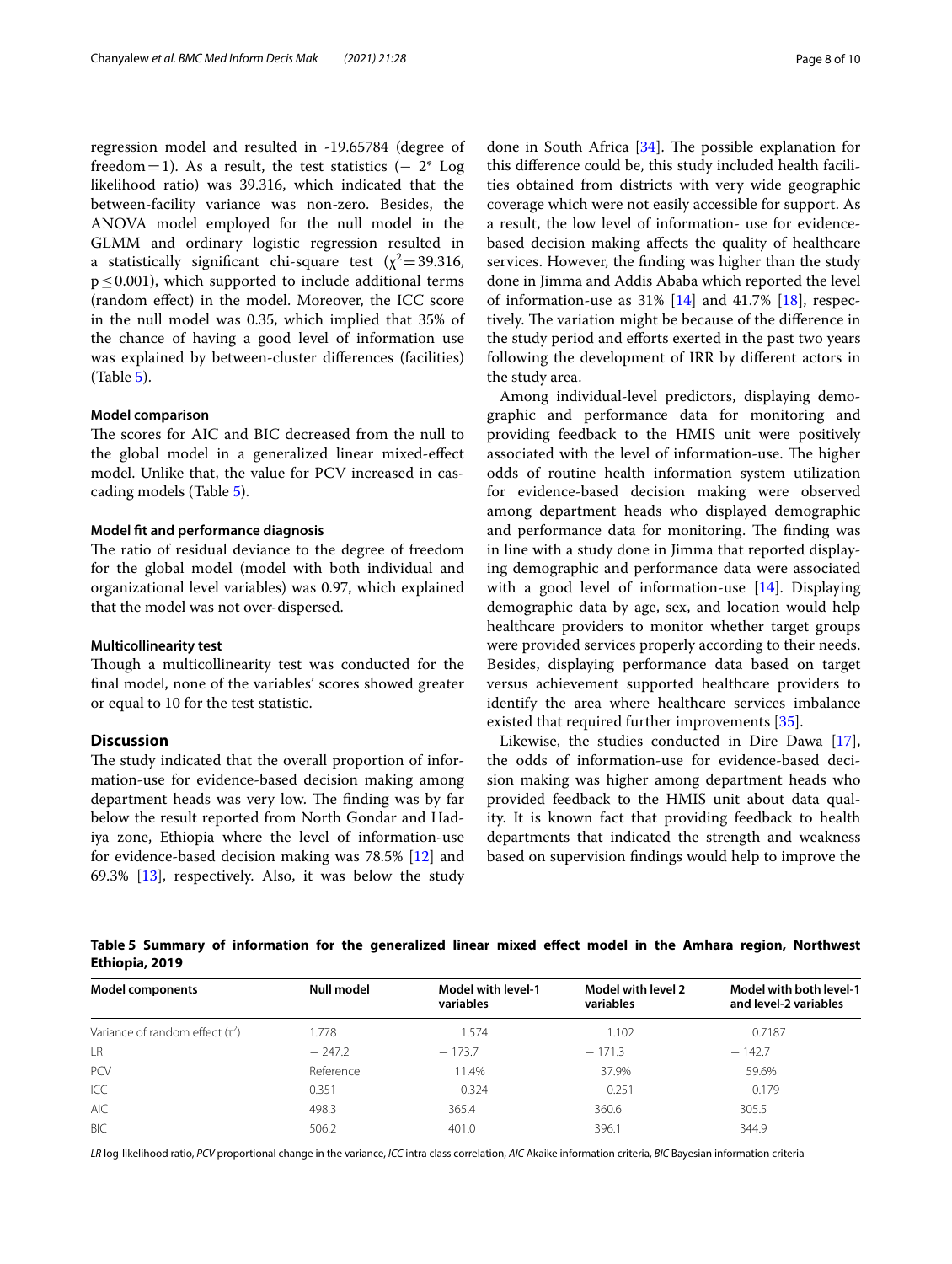regression model and resulted in -19.65784 (degree of freedom = 1). As a result, the test statistics (− 2* Log likelihood ratio) was 39.316, which indicated that the between-facility variance was non-zero. Besides, the ANOVA model employed for the null model in the GLMM and ordinary logistic regression resulted in a statistically significant chi-square test ($\chi^2 = 39.316$, $p \leq 0.001$), which supported to include additional terms (random effect) in the model. Moreover, the ICC score in the null model was 0.35, which implied that 35% of the chance of having a good level of information use was explained by between-cluster differences (facilities) (Table 5).

#### Model comparison

The scores for AIC and BIC decreased from the null to the global model in a generalized linear mixed-effect model. Unlike that, the value for PCV increased in cascading models (Table 5).

#### Model fit and performance diagnosis

The ratio of residual deviance to the degree of freedom for the global model (model with both individual and organizational level variables) was 0.97, which explained that the model was not over-dispersed.

#### Multicollinearity test

Though a multicollinearity test was conducted for the final model, none of the variables' scores showed greater or equal to 10 for the test statistic.

## Discussion

The study indicated that the overall proportion of information-use for evidence-based decision making among department heads was very low. The finding was by far below the result reported from North Gondar and Hadiya zone, Ethiopia where the level of information-use for evidence-based decision making was 78.5% [12] and 69.3% [13], respectively. Also, it was below the study done in South Africa [34]. The possible explanation for this difference could be, this study included health facilities obtained from districts with very wide geographic coverage which were not easily accessible for support. As a result, the low level of information- use for evidence-based decision making affects the quality of healthcare services. However, the finding was higher than the study done in Jimma and Addis Ababa which reported the level of information-use as 31% [14] and 41.7% [18], respectively. The variation might be because of the difference in the study period and efforts exerted in the past two years following the development of IRR by different actors in the study area.

Among individual-level predictors, displaying demographic and performance data for monitoring and providing feedback to the HMIS unit were positively associated with the level of information-use. The higher odds of routine health information system utilization for evidence-based decision making were observed among department heads who displayed demographic and performance data for monitoring. The finding was in line with a study done in Jimma that reported displaying demographic and performance data were associated with a good level of information-use [14]. Displaying demographic data by age, sex, and location would help healthcare providers to monitor whether target groups were provided services properly according to their needs. Besides, displaying performance data based on target versus achievement supported healthcare providers to identify the area where healthcare services imbalance existed that required further improvements [35].

Likewise, the studies conducted in Dire Dawa [17], the odds of information-use for evidence-based decision making was higher among department heads who provided feedback to the HMIS unit about data quality. It is known fact that providing feedback to health departments that indicated the strength and weakness based on supervision findings would help to improve the

**Table 5 Summary of information for the generalized linear mixed effect model in the Amhara region, Northwest Ethiopia, 2019**

| Model components | Null model | Model with level-1 variables | Model with level 2 variables | Model with both level-1 and level-2 variables |
|---|---|---|---|---|
| Variance of random effect ($\tau^2$) | 1.778 | 1.574 | 1.102 | 0.7187 |
| LR | − 247.2 | − 173.7 | − 171.3 | − 142.7 |
| PCV | Reference | 11.4% | 37.9% | 59.6% |
| ICC | 0.351 | 0.324 | 0.251 | 0.179 |
| AIC | 498.3 | 365.4 | 360.6 | 305.5 |
| BIC | 506.2 | 401.0 | 396.1 | 344.9 |

*LR* log-likelihood ratio, *PCV* proportional change in the variance, *ICC* intra class correlation, *AIC* Akaike information criteria, *BIC* Bayesian information criteria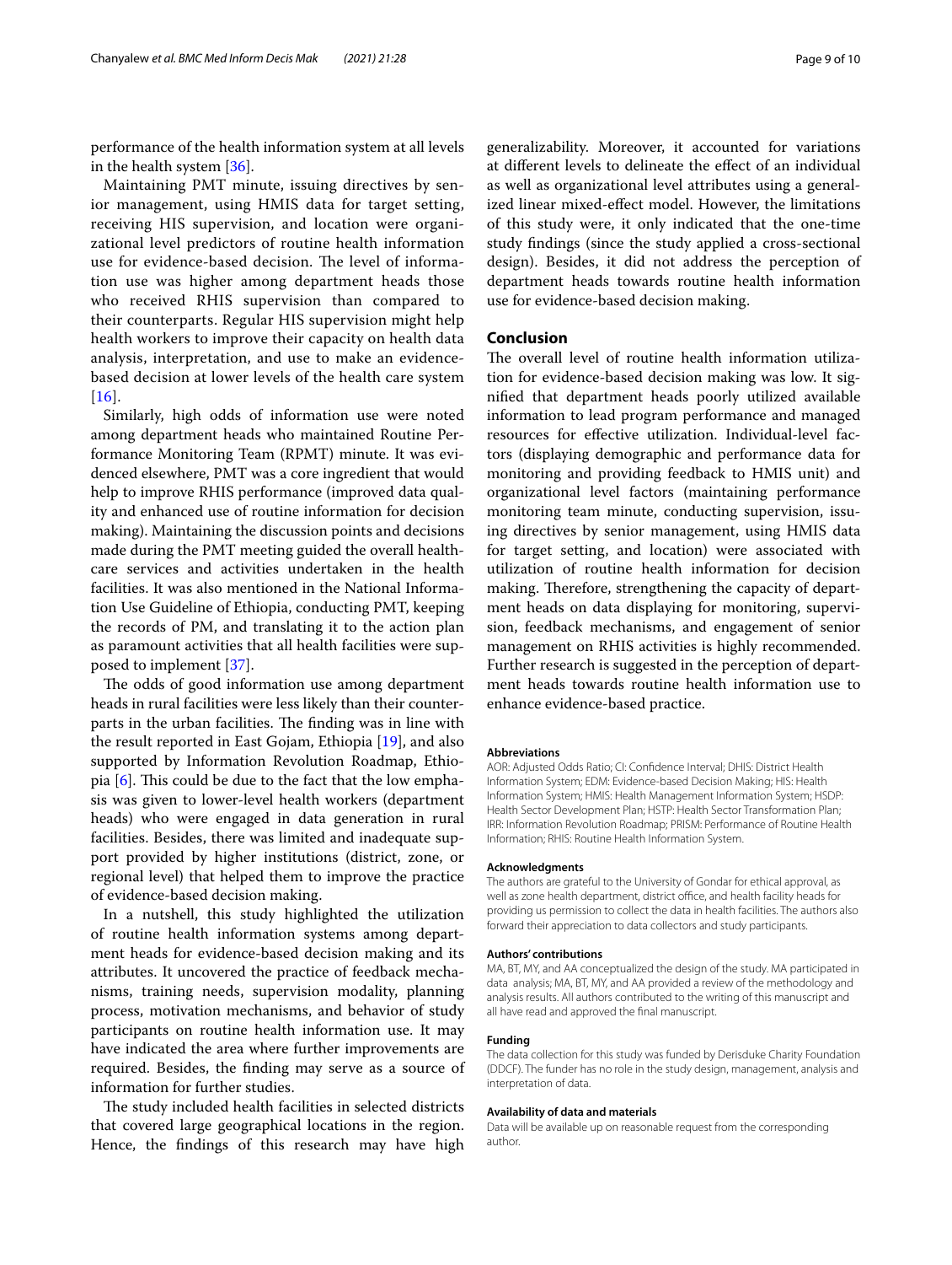performance of the health information system at all levels in the health system [36].

Maintaining PMT minute, issuing directives by senior management, using HMIS data for target setting, receiving HIS supervision, and location were organizational level predictors of routine health information use for evidence-based decision. The level of information use was higher among department heads those who received RHIS supervision than compared to their counterparts. Regular HIS supervision might help health workers to improve their capacity on health data analysis, interpretation, and use to make an evidence-based decision at lower levels of the health care system [16].

Similarly, high odds of information use were noted among department heads who maintained Routine Performance Monitoring Team (RPMT) minute. It was evidenced elsewhere, PMT was a core ingredient that would help to improve RHIS performance (improved data quality and enhanced use of routine information for decision making). Maintaining the discussion points and decisions made during the PMT meeting guided the overall healthcare services and activities undertaken in the health facilities. It was also mentioned in the National Information Use Guideline of Ethiopia, conducting PMT, keeping the records of PM, and translating it to the action plan as paramount activities that all health facilities were supposed to implement [37].

The odds of good information use among department heads in rural facilities were less likely than their counterparts in the urban facilities. The finding was in line with the result reported in East Gojam, Ethiopia [19], and also supported by Information Revolution Roadmap, Ethiopia [6]. This could be due to the fact that the low emphasis was given to lower-level health workers (department heads) who were engaged in data generation in rural facilities. Besides, there was limited and inadequate support provided by higher institutions (district, zone, or regional level) that helped them to improve the practice of evidence-based decision making.

In a nutshell, this study highlighted the utilization of routine health information systems among department heads for evidence-based decision making and its attributes. It uncovered the practice of feedback mechanisms, training needs, supervision modality, planning process, motivation mechanisms, and behavior of study participants on routine health information use. It may have indicated the area where further improvements are required. Besides, the finding may serve as a source of information for further studies.

The study included health facilities in selected districts that covered large geographical locations in the region. Hence, the findings of this research may have high generalizability. Moreover, it accounted for variations at different levels to delineate the effect of an individual as well as organizational level attributes using a generalized linear mixed-effect model. However, the limitations of this study were, it only indicated that the one-time study findings (since the study applied a cross-sectional design). Besides, it did not address the perception of department heads towards routine health information use for evidence-based decision making.

## Conclusion

The overall level of routine health information utilization for evidence-based decision making was low. It signified that department heads poorly utilized available information to lead program performance and managed resources for effective utilization. Individual-level factors (displaying demographic and performance data for monitoring and providing feedback to HMIS unit) and organizational level factors (maintaining performance monitoring team minute, conducting supervision, issuing directives by senior management, using HMIS data for target setting, and location) were associated with utilization of routine health information for decision making. Therefore, strengthening the capacity of department heads on data displaying for monitoring, supervision, feedback mechanisms, and engagement of senior management on RHIS activities is highly recommended. Further research is suggested in the perception of department heads towards routine health information use to enhance evidence-based practice.

#### Abbreviations

AOR: Adjusted Odds Ratio; CI: Confidence Interval; DHIS: District Health Information System; EDM: Evidence-based Decision Making; HIS: Health Information System; HMIS: Health Management Information System; HSDP: Health Sector Development Plan; HSTP: Health Sector Transformation Plan; IRR: Information Revolution Roadmap; PRISM: Performance of Routine Health Information; RHIS: Routine Health Information System.

#### Acknowledgments

The authors are grateful to the University of Gondar for ethical approval, as well as zone health department, district office, and health facility heads for providing us permission to collect the data in health facilities. The authors also forward their appreciation to data collectors and study participants.

#### Authors' contributions

MA, BT, MY, and AA conceptualized the design of the study. MA participated in data analysis; MA, BT, MY, and AA provided a review of the methodology and analysis results. All authors contributed to the writing of this manuscript and all have read and approved the final manuscript.

#### Funding

The data collection for this study was funded by Derisduke Charity Foundation (DDCF). The funder has no role in the study design, management, analysis and interpretation of data.

#### Availability of data and materials

Data will be available up on reasonable request from the corresponding author.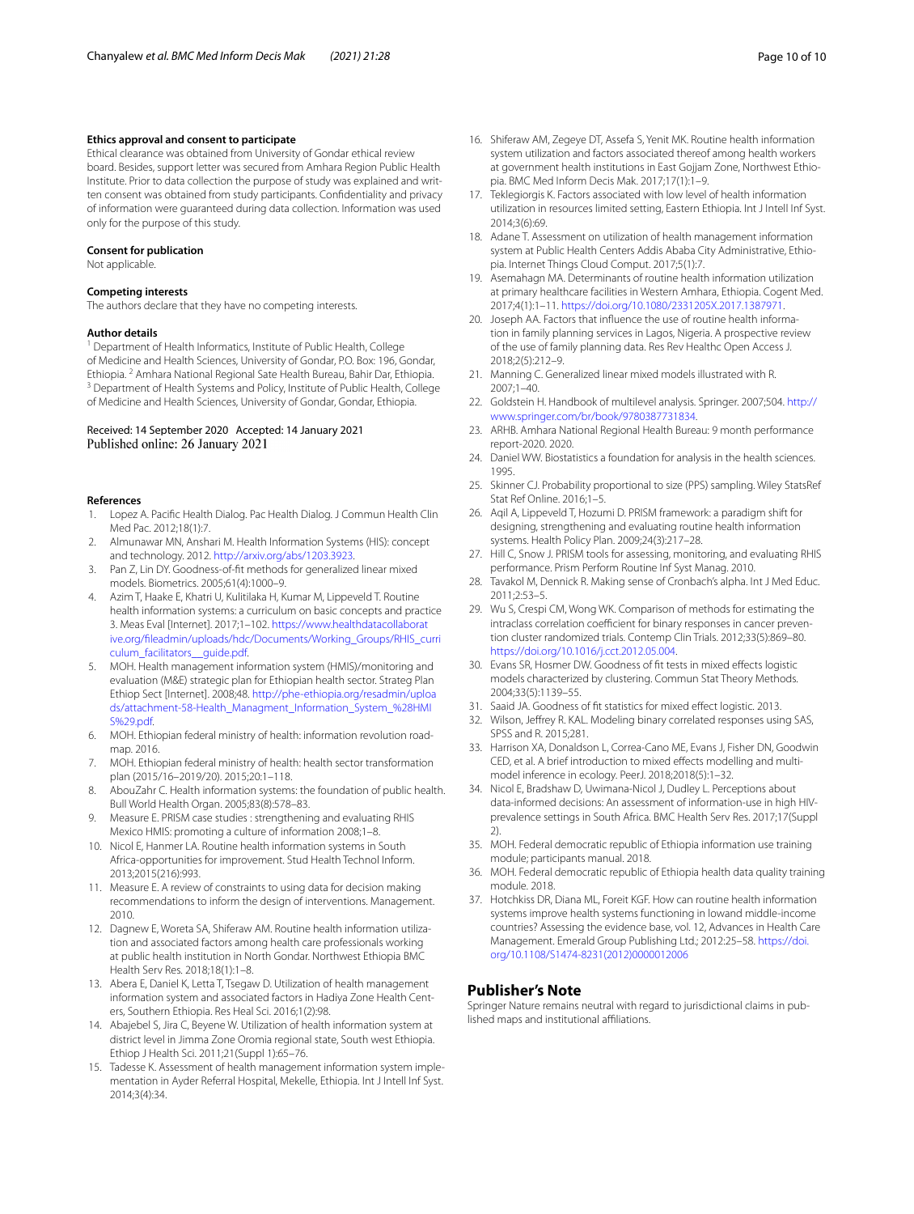#### Ethics approval and consent to participate

Ethical clearance was obtained from University of Gondar ethical review board. Besides, support letter was secured from Amhara Region Public Health Institute. Prior to data collection the purpose of study was explained and written consent was obtained from study participants. Confidentiality and privacy of information were guaranteed during data collection. Information was used only for the purpose of this study.

#### Consent for publication

Not applicable.

#### Competing interests

The authors declare that they have no competing interests.

#### Author details

[1] Department of Health Informatics, Institute of Public Health, College of Medicine and Health Sciences, University of Gondar, P.O. Box: 196, Gondar, Ethiopia. [2] Amhara National Regional Sate Health Bureau, Bahir Dar, Ethiopia. [3] Department of Health Systems and Policy, Institute of Public Health, College of Medicine and Health Sciences, University of Gondar, Gondar, Ethiopia.

Received: 14 September 2020 Accepted: 14 January 2021
Published online: 26 January 2021

#### References

1. Lopez A. Pacific Health Dialog. Pac Health Dialog. J Commun Health Clin Med Pac. 2012;18(1):7.
2. Almunawar MN, Anshari M. Health Information Systems (HIS): concept and technology. 2012. http://arxiv.org/abs/1203.3923.
3. Pan Z, Lin DY. Goodness-of-fit methods for generalized linear mixed models. Biometrics. 2005;61(4):1000–9.
4. Azim T, Haake E, Khatri U, Kulitilaka H, Kumar M, Lippeveld T. Routine health information systems: a curriculum on basic concepts and practice 3. Meas Eval [Internet]. 2017;1–102. https://www.healthdatacollaborative.org/fileadmin/uploads/hdc/Documents/Working_Groups/RHIS_curriculum_facilitators__guide.pdf.
5. MOH. Health management information system (HMIS)/monitoring and evaluation (M&E) strategic plan for Ethiopian health sector. Strateg Plan Ethiop Sect [Internet]. 2008;48. http://phe-ethiopia.org/resadmin/uploads/attachment-58-Health_Managment_Information_System_%28HMIS%29.pdf.
6. MOH. Ethiopian federal ministry of health: information revolution roadmap. 2016.
7. MOH. Ethiopian federal ministry of health: health sector transformation plan (2015/16–2019/20). 2015;20:1–118.
8. AbouZahr C. Health information systems: the foundation of public health. Bull World Health Organ. 2005;83(8):578–83.
9. Measure E. PRISM case studies : strengthening and evaluating RHIS Mexico HMIS: promoting a culture of information 2008;1–8.
10. Nicol E, Hanmer LA. Routine health information systems in South Africa-opportunities for improvement. Stud Health Technol Inform. 2013;2015(216):993.
11. Measure E. A review of constraints to using data for decision making recommendations to inform the design of interventions. Management. 2010.
12. Dagnew E, Woreta SA, Shiferaw AM. Routine health information utilization and associated factors among health care professionals working at public health institution in North Gondar. Northwest Ethiopia BMC Health Serv Res. 2018;18(1):1–8.
13. Abera E, Daniel K, Letta T, Tsegaw D. Utilization of health management information system and associated factors in Hadiya Zone Health Centers, Southern Ethiopia. Res Heal Sci. 2016;1(2):98.
14. Abajebel S, Jira C, Beyene W. Utilization of health information system at district level in Jimma Zone Oromia regional state, South west Ethiopia. Ethiop J Health Sci. 2011;21(Suppl 1):65–76.
15. Tadesse K. Assessment of health management information system implementation in Ayder Referral Hospital, Mekelle, Ethiopia. Int J Intell Inf Syst. 2014;3(4):34.
16. Shiferaw AM, Zegeye DT, Assefa S, Yenit MK. Routine health information system utilization and factors associated thereof among health workers at government health institutions in East Gojjam Zone, Northwest Ethiopia. BMC Med Inform Decis Mak. 2017;17(1):1–9.
17. Teklegiorgis K. Factors associated with low level of health information utilization in resources limited setting, Eastern Ethiopia. Int J Intell Inf Syst. 2014;3(6):69.
18. Adane T. Assessment on utilization of health management information system at Public Health Centers Addis Ababa City Administrative, Ethiopia. Internet Things Cloud Comput. 2017;5(1):7.
19. Asemahagn MA. Determinants of routine health information utilization at primary healthcare facilities in Western Amhara, Ethiopia. Cogent Med. 2017;4(1):1–11. https://doi.org/10.1080/2331205X.2017.1387971.
20. Joseph AA. Factors that influence the use of routine health information in family planning services in Lagos, Nigeria. A prospective review of the use of family planning data. Res Rev Healthc Open Access J. 2018;2(5):212–9.
21. Manning C. Generalized linear mixed models illustrated with R. 2007;1–40.
22. Goldstein H. Handbook of multilevel analysis. Springer. 2007;504. http://www.springer.com/br/book/9780387731834.
23. ARHB. Amhara National Regional Health Bureau: 9 month performance report-2020. 2020.
24. Daniel WW. Biostatistics a foundation for analysis in the health sciences. 1995.
25. Skinner CJ. Probability proportional to size (PPS) sampling. Wiley StatsRef Stat Ref Online. 2016;1–5.
26. Aqil A, Lippeveld T, Hozumi D. PRISM framework: a paradigm shift for designing, strengthening and evaluating routine health information systems. Health Policy Plan. 2009;24(3):217–28.
27. Hill C, Snow J. PRISM tools for assessing, monitoring, and evaluating RHIS performance. Prism Perform Routine Inf Syst Manag. 2010.
28. Tavakol M, Dennick R. Making sense of Cronbach's alpha. Int J Med Educ. 2011;2:53–5.
29. Wu S, Crespi CM, Wong WK. Comparison of methods for estimating the intraclass correlation coefficient for binary responses in cancer prevention cluster randomized trials. Contemp Clin Trials. 2012;33(5):869–80. https://doi.org/10.1016/j.cct.2012.05.004.
30. Evans SR, Hosmer DW. Goodness of fit tests in mixed effects logistic models characterized by clustering. Commun Stat Theory Methods. 2004;33(5):1139–55.
31. Saaid JA. Goodness of fit statistics for mixed effect logistic. 2013.
32. Wilson, Jeffrey R. KAL. Modeling binary correlated responses using SAS, SPSS and R. 2015;281.
33. Harrison XA, Donaldson L, Correa-Cano ME, Evans J, Fisher DN, Goodwin CED, et al. A brief introduction to mixed effects modelling and multi-model inference in ecology. PeerJ. 2018;2018(5):1–32.
34. Nicol E, Bradshaw D, Uwimana-Nicol J, Dudley L. Perceptions about data-informed decisions: An assessment of information-use in high HIV-prevalence settings in South Africa. BMC Health Serv Res. 2017;17(Suppl 2).
35. MOH. Federal democratic republic of Ethiopia information use training module; participants manual. 2018.
36. MOH. Federal democratic republic of Ethiopia health data quality training module. 2018.
37. Hotchkiss DR, Diana ML, Foreit KGF. How can routine health information systems improve health systems functioning in lowand middle-income countries? Assessing the evidence base, vol. 12, Advances in Health Care Management. Emerald Group Publishing Ltd.; 2012:25–58. https://doi.org/10.1108/S1474-8231(2012)0000012006

## Publisher's Note

Springer Nature remains neutral with regard to jurisdictional claims in published maps and institutional affiliations.